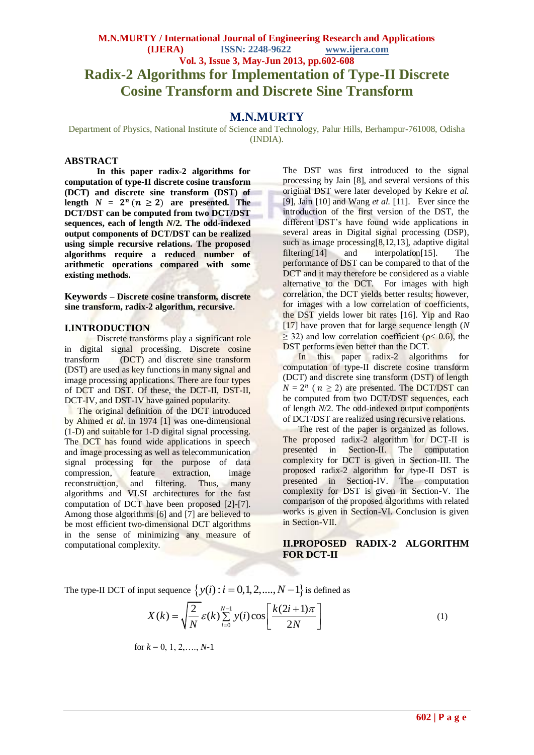# Radix-2 Algorithms for Implementation of Type-II Discrete Cosine Transform and Discrete Sine Transform

## M.N.MURTY

Department of Physics, National Institute of Science and Technology, Palur Hills, Berhampur-761008, Odisha (INDIA).

### ABSTRACT

**In this paper radix-2 algorithms for computation of type-II discrete cosine transform (DCT) and discrete sine transform (DST) of length $N = 2^n$ ($n \geq 2$) are presented. The DCT/DST can be computed from two DCT/DST sequences, each of length *N*/2. The odd-indexed output components of DCT/DST can be realized using simple recursive relations. The proposed algorithms require a reduced number of arithmetic operations compared with some existing methods.**

**Keywords – Discrete cosine transform, discrete sine transform, radix-2 algorithm, recursive.**

### I.INTRODUCTION

Discrete transforms play a significant role in digital signal processing. Discrete cosine transform (DCT) and discrete sine transform (DST) are used as key functions in many signal and image processing applications. There are four types of DCT and DST. Of these, the DCT-II, DST-II, DCT-IV, and DST-IV have gained popularity.

The original definition of the DCT introduced by Ahmed *et al*. in 1974 [1] was one-dimensional (1-D) and suitable for 1-D digital signal processing. The DCT has found wide applications in speech and image processing as well as telecommunication signal processing for the purpose of data compression, feature extraction, image reconstruction, and filtering. Thus, many algorithms and VLSI architectures for the fast computation of DCT have been proposed [2]-[7]. Among those algorithms [6] and [7] are believed to be most efficient two-dimensional DCT algorithms in the sense of minimizing any measure of computational complexity.

The DST was first introduced to the signal processing by Jain [8], and several versions of this original DST were later developed by Kekre *et al.* [9], Jain [10] and Wang *et al.* [11]. Ever since the introduction of the first version of the DST, the different DST's have found wide applications in several areas in Digital signal processing (DSP), such as image processing[8,12,13], adaptive digital filtering[14] and interpolation[15]. The performance of DST can be compared to that of the DCT and it may therefore be considered as a viable alternative to the DCT. For images with high correlation, the DCT yields better results; however, for images with a low correlation of coefficients, the DST yields lower bit rates [16]. Yip and Rao [17] have proven that for large sequence length ($N \geq 32$) and low correlation coefficient ($\rho < 0.6$), the DST performs even better than the DCT.

In this paper radix-2 algorithms for computation of type-II discrete cosine transform (DCT) and discrete sine transform (DST) of length $N = 2^n$ ($n \geq 2$) are presented. The DCT/DST can be computed from two DCT/DST sequences, each of length *N*/2. The odd-indexed output components of DCT/DST are realized using recursive relations.

The rest of the paper is organized as follows. The proposed radix-2 algorithm for DCT-II is presented in Section-II. The computation complexity for DCT is given in Section-III. The proposed radix-2 algorithm for type-II DST is presented in Section-IV. The computation complexity for DST is given in Section-V. The comparison of the proposed algorithms with related works is given in Section-VI. Conclusion is given in Section-VII.

### II.PROPOSED RADIX-2 ALGORITHM FOR DCT-II

The type-II DCT of input sequence $\{y(i) : i = 0,1,2,....,N-1\}$ is defined as

$$X(k) = \sqrt{\frac{2}{N}}\,\varepsilon(k)\sum_{i=0}^{N-1} y(i)\cos\left[\frac{k(2i+1)\pi}{2N}\right] \tag{1}$$

for $k = 0, 1, 2,\ldots, N-1$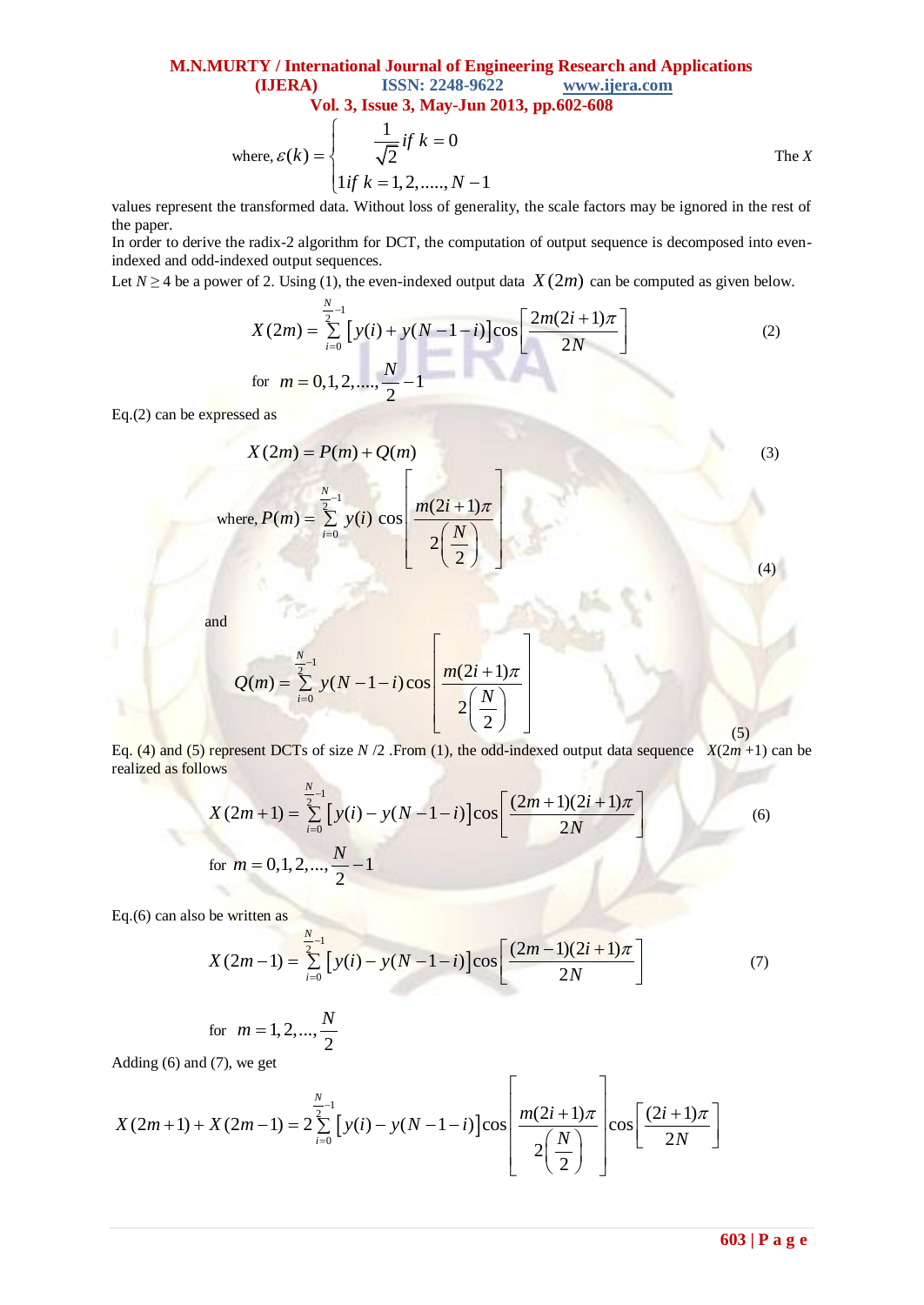where, $\varepsilon(k) = \begin{cases} \frac{1}{\sqrt{2}} \text{ if } k = 0 \\ 1 \text{ if } k = 1,2,.....,N-1 \end{cases}$ The $X$ values represent the transformed data. Without loss of generality, the scale factors may be ignored in the rest of the paper.

In order to derive the radix-2 algorithm for DCT, the computation of output sequence is decomposed into even-indexed and odd-indexed output sequences.

Let $N \geq 4$ be a power of 2. Using (1), the even-indexed output data $X(2m)$ can be computed as given below.

$$X(2m) = \sum_{i=0}^{\frac{N}{2}-1} \left[ y(i) + y(N-1-i) \right] \cos\left[ \frac{2m(2i+1)\pi}{2N} \right] \tag{2}$$

for $m = 0,1,2,....,\frac{N}{2}-1$

Eq.(2) can be expressed as

$$X(2m) = P(m) + Q(m) \tag{3}$$

$$\text{where, } P(m) = \sum_{i=0}^{\frac{N}{2}-1} y(i) \cos\left[ \frac{m(2i+1)\pi}{2\left(\frac{N}{2}\right)} \right] \tag{4}$$

and

$$Q(m) = \sum_{i=0}^{\frac{N}{2}-1} y(N-1-i) \cos\left[ \frac{m(2i+1)\pi}{2\left(\frac{N}{2}\right)} \right] \tag{5}$$

Eq. (4) and (5) represent DCTs of size $N/2$ .From (1), the odd-indexed output data sequence $X(2m+1)$ can be realized as follows

$$X(2m+1) = \sum_{i=0}^{\frac{N}{2}-1} \left[ y(i) - y(N-1-i) \right] \cos\left[ \frac{(2m+1)(2i+1)\pi}{2N} \right] \tag{6}$$

for $m = 0,1,2,...,\frac{N}{2}-1$

Eq.(6) can also be written as

$$X(2m-1) = \sum_{i=0}^{\frac{N}{2}-1} \left[ y(i) - y(N-1-i) \right] \cos\left[ \frac{(2m-1)(2i+1)\pi}{2N} \right] \tag{7}$$

for $m = 1,2,...,\frac{N}{2}$

Adding (6) and (7), we get

$$X(2m+1) + X(2m-1) = 2\sum_{i=0}^{\frac{N}{2}-1} \left[ y(i) - y(N-1-i) \right] \cos\left[ \frac{m(2i+1)\pi}{2\left(\frac{N}{2}\right)} \right] \cos\left[ \frac{(2i+1)\pi}{2N} \right]$$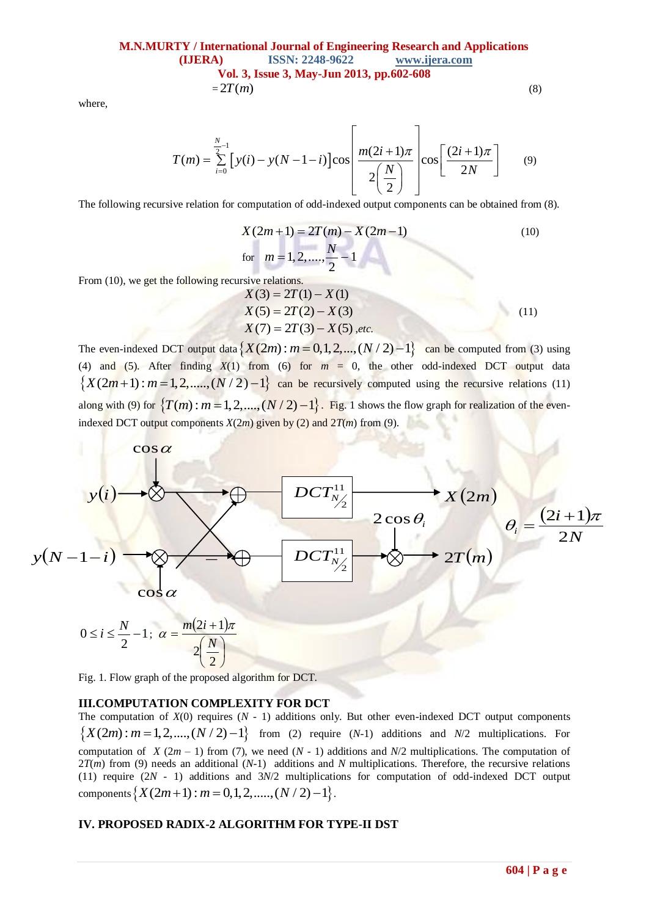$$= 2T(m) \quad (8)$$

where,

$$T(m) = \sum_{i=0}^{\frac{N}{2}-1} \left[ y(i) - y(N-1-i) \right] \cos\left[ \frac{m(2i+1)\pi}{2\left(\frac{N}{2}\right)} \right] \cos\left[ \frac{(2i+1)\pi}{2N} \right] \quad (9)$$

The following recursive relation for computation of odd-indexed output components can be obtained from (8).

$$X(2m+1) = 2T(m) - X(2m-1) \quad (10)$$

$$\text{for} \quad m = 1, 2, ...., \frac{N}{2} - 1$$

From (10), we get the following recursive relations.

$$X(3) = 2T(1) - X(1)$$
$$X(5) = 2T(2) - X(3) \quad (11)$$
$$X(7) = 2T(3) - X(5) \text{ ,etc.}$$

The even-indexed DCT output data $\{X(2m) : m = 0, 1, 2, ..., (N/2) - 1\}$ can be computed from (3) using (4) and (5). After finding $X(1)$ from (6) for $m = 0$, the other odd-indexed DCT output data $\{X(2m+1) : m = 1, 2, ......, (N/2) - 1\}$ can be recursively computed using the recursive relations (11) along with (9) for $\{T(m) : m = 1, 2, ....., (N/2) - 1\}$. Fig. 1 shows the flow graph for realization of the even-indexed DCT output components $X(2m)$ given by (2) and $2T(m)$ from (9).

$$0 \le i \le \frac{N}{2} - 1; \ \alpha = \frac{m(2i+1)\pi}{2\left(\frac{N}{2}\right)}$$

Fig. 1. Flow graph of the proposed algorithm for DCT.

## III.COMPUTATION COMPLEXITY FOR DCT

The computation of $X(0)$ requires $(N - 1)$ additions only. But other even-indexed DCT output components $\{X(2m) : m = 1, 2, ...., (N/2) - 1\}$ from (2) require $(N-1)$ additions and $N/2$ multiplications. For computation of $X(2m - 1)$ from (7), we need $(N - 1)$ additions and $N/2$ multiplications. The computation of $2T(m)$ from (9) needs an additional $(N-1)$ additions and $N$ multiplications. Therefore, the recursive relations (11) require $(2N - 1)$ additions and $3N/2$ multiplications for computation of odd-indexed DCT output components $\{X(2m+1) : m = 0, 1, 2, ....., (N/2) - 1\}$.

## IV. PROPOSED RADIX-2 ALGORITHM FOR TYPE-II DST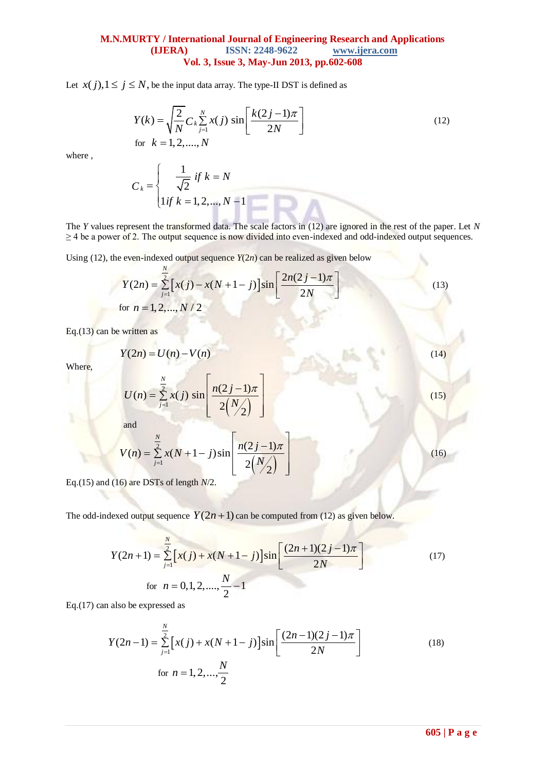Let $x(j), 1 \le j \le N$, be the input data array. The type-II DST is defined as

$$Y(k) = \sqrt{\frac{2}{N}} C_k \sum_{j=1}^{N} x(j) \sin\left[\frac{k(2j-1)\pi}{2N}\right] \tag{12}$$

for $k = 1, 2, ...., N$

where ,

$$C_k = \begin{cases} \dfrac{1}{\sqrt{2}} \; if \; k = N \\ 1 if \; k = 1, 2, ..., N-1 \end{cases}$$

The $Y$ values represent the transformed data. The scale factors in (12) are ignored in the rest of the paper. Let $N \ge 4$ be a power of 2. The output sequence is now divided into even-indexed and odd-indexed output sequences.

Using (12), the even-indexed output sequence $Y(2n)$ can be realized as given below

$$Y(2n) = \sum_{j=1}^{\frac{N}{2}} \left[x(j) - x(N+1-j)\right] \sin\left[\frac{2n(2j-1)\pi}{2N}\right] \tag{13}$$

for $n = 1, 2, ..., N/2$

Eq.(13) can be written as

$$Y(2n) = U(n) - V(n) \tag{14}$$

Where,

$$U(n) = \sum_{j=1}^{\frac{N}{2}} x(j) \sin\left[\frac{n(2j-1)\pi}{2\left(\frac{N}{2}\right)}\right] \tag{15}$$

and

$$V(n) = \sum_{j=1}^{\frac{N}{2}} x(N+1-j) \sin\left[\frac{n(2j-1)\pi}{2\left(\frac{N}{2}\right)}\right] \tag{16}$$

Eq.(15) and (16) are DSTs of length $N/2$.

The odd-indexed output sequence $Y(2n+1)$ can be computed from (12) as given below.

$$Y(2n+1) = \sum_{j=1}^{\frac{N}{2}} \left[x(j) + x(N+1-j)\right] \sin\left[\frac{(2n+1)(2j-1)\pi}{2N}\right] \tag{17}$$

for $n = 0, 1, 2, ...., \frac{N}{2} - 1$

Eq.(17) can also be expressed as

$$Y(2n-1) = \sum_{j=1}^{\frac{N}{2}} \left[x(j) + x(N+1-j)\right] \sin\left[\frac{(2n-1)(2j-1)\pi}{2N}\right] \tag{18}$$

for $n = 1, 2, ..., \frac{N}{2}$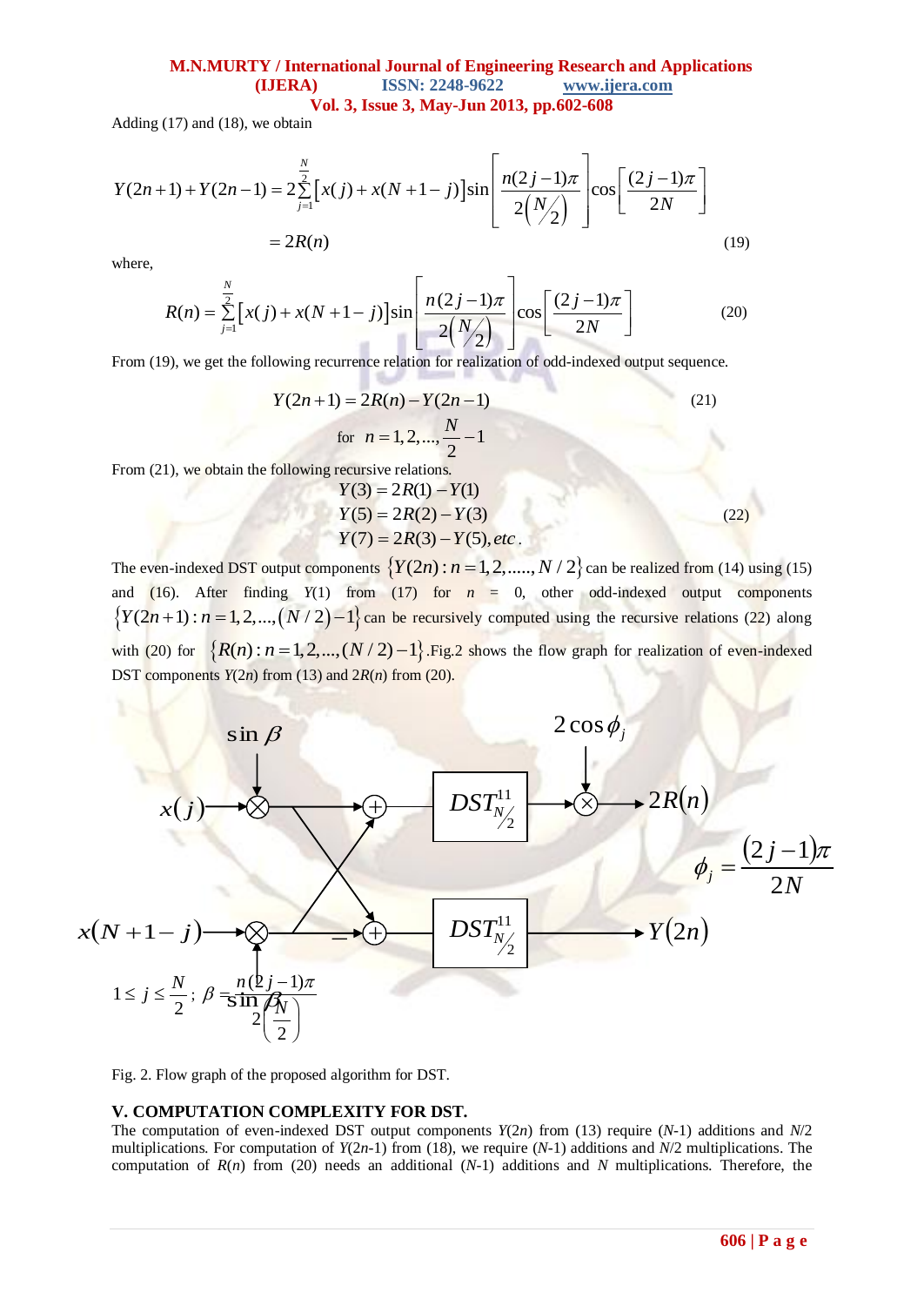Adding (17) and (18), we obtain

$$Y(2n+1)+Y(2n-1)=2\sum_{j=1}^{\frac{N}{2}}\left[x(j)+x(N+1-j)\right]\sin\left[\frac{n(2j-1)\pi}{2\left(N/2\right)}\right]\cos\left[\frac{(2j-1)\pi}{2N}\right]$$

$$=2R(n) \tag{19}$$

where,

$$R(n)=\sum_{j=1}^{\frac{N}{2}}\left[x(j)+x(N+1-j)\right]\sin\left[\frac{n(2j-1)\pi}{2\left(N/2\right)}\right]\cos\left[\frac{(2j-1)\pi}{2N}\right] \tag{20}$$

From (19), we get the following recurrence relation for realization of odd-indexed output sequence.

$$Y(2n+1)=2R(n)-Y(2n-1) \tag{21}$$

$$\text{for } \; n=1,2,...,\frac{N}{2}-1$$

From (21), we obtain the following recursive relations.

$$\begin{aligned} Y(3) &= 2R(1)-Y(1) \\ Y(5) &= 2R(2)-Y(3) \\ Y(7) &= 2R(3)-Y(5), etc. \end{aligned} \tag{22}$$

The even-indexed DST output components $\{Y(2n): n=1,2,....., N/2\}$ can be realized from (14) using (15) and (16). After finding $Y(1)$ from (17) for $n$ = 0, other odd-indexed output components $\{Y(2n+1): n=1,2,...,(N/2)-1\}$ can be recursively computed using the recursive relations (22) along with (20) for $\{R(n): n=1,2,...,(N/2)-1\}$.Fig.2 shows the flow graph for realization of even-indexed DST components $Y(2n)$ from (13) and $2R(n)$ from (20).

Fig. 2. Flow graph of the proposed algorithm for DST.

## V. COMPUTATION COMPLEXITY FOR DST.

The computation of even-indexed DST output components $Y(2n)$ from (13) require ($N$-1) additions and $N$/2 multiplications. For computation of $Y(2n$-1) from (18), we require ($N$-1) additions and $N$/2 multiplications. The computation of $R(n)$ from (20) needs an additional ($N$-1) additions and $N$ multiplications. Therefore, the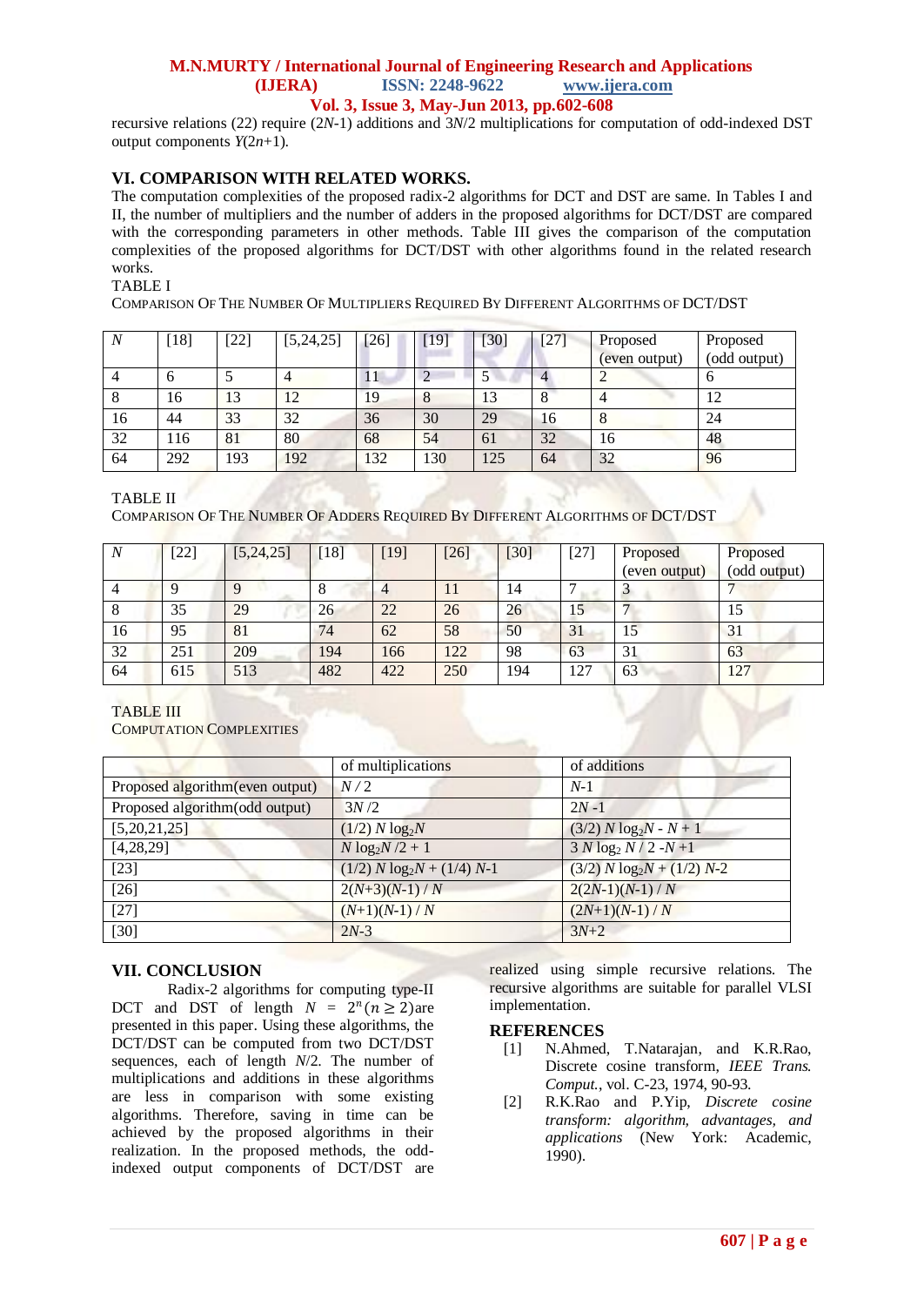recursive relations (22) require ($2N$-1) additions and $3N/2$ multiplications for computation of odd-indexed DST output components $Y(2n+1)$.

## VI. COMPARISON WITH RELATED WORKS.

The computation complexities of the proposed radix-2 algorithms for DCT and DST are same. In Tables I and II, the number of multipliers and the number of adders in the proposed algorithms for DCT/DST are compared with the corresponding parameters in other methods. Table III gives the comparison of the computation complexities of the proposed algorithms for DCT/DST with other algorithms found in the related research works.

TABLE I
COMPARISON OF THE NUMBER OF MULTIPLIERS REQUIRED BY DIFFERENT ALGORITHMS OF DCT/DST

| $N$ | [18] | [22] | [5,24,25] | [26] | [19] | [30] | [27] | Proposed (even output) | Proposed (odd output) |
|---|---|---|---|---|---|---|---|---|---|
| 4 | 6 | 5 | 4 | 11 | 2 | 5 | 4 | 2 | 6 |
| 8 | 16 | 13 | 12 | 19 | 8 | 13 | 8 | 4 | 12 |
| 16 | 44 | 33 | 32 | 36 | 30 | 29 | 16 | 8 | 24 |
| 32 | 116 | 81 | 80 | 68 | 54 | 61 | 32 | 16 | 48 |
| 64 | 292 | 193 | 192 | 132 | 130 | 125 | 64 | 32 | 96 |

TABLE II
COMPARISON OF THE NUMBER OF ADDERS REQUIRED BY DIFFERENT ALGORITHMS OF DCT/DST

| $N$ | [22] | [5,24,25] | [18] | [19] | [26] | [30] | [27] | Proposed (even output) | Proposed (odd output) |
|---|---|---|---|---|---|---|---|---|---|
| 4 | 9 | 9 | 8 | 4 | 11 | 14 | 7 | 3 | 7 |
| 8 | 35 | 29 | 26 | 22 | 26 | 26 | 15 | 7 | 15 |
| 16 | 95 | 81 | 74 | 62 | 58 | 50 | 31 | 15 | 31 |
| 32 | 251 | 209 | 194 | 166 | 122 | 98 | 63 | 31 | 63 |
| 64 | 615 | 513 | 482 | 422 | 250 | 194 | 127 | 63 | 127 |

TABLE III
COMPUTATION COMPLEXITIES

| | of multiplications | of additions |
|---|---|---|
| Proposed algorithm(even output) | $N/2$ | $N$-1 |
| Proposed algorithm(odd output) | $3N/2$ | $2N$ -1 |
| [5,20,21,25] | $(1/2)\, N \log_2 N$ | $(3/2)\, N \log_2 N - N + 1$ |
| [4,28,29] | $N \log_2 N/2 + 1$ | $3\, N \log_2 N / 2 - N + 1$ |
| [23] | $(1/2)\, N \log_2 N + (1/4)\, N - 1$ | $(3/2)\, N \log_2 N + (1/2)\, N - 2$ |
| [26] | $2(N+3)(N-1) / N$ | $2(2N-1)(N-1) / N$ |
| [27] | $(N+1)(N-1) / N$ | $(2N+1)(N-1) / N$ |
| [30] | $2N-3$ | $3N+2$ |

## VII. CONCLUSION

Radix-2 algorithms for computing type-II DCT and DST of length $N = 2^n (n \geq 2)$ are presented in this paper. Using these algorithms, the DCT/DST can be computed from two DCT/DST sequences, each of length $N/2$. The number of multiplications and additions in these algorithms are less in comparison with some existing algorithms. Therefore, saving in time can be achieved by the proposed algorithms in their realization. In the proposed methods, the odd-indexed output components of DCT/DST are realized using simple recursive relations. The recursive algorithms are suitable for parallel VLSI implementation.

## REFERENCES

[1] N.Ahmed, T.Natarajan, and K.R.Rao, Discrete cosine transform, *IEEE Trans. Comput.*, vol. C-23, 1974, 90-93.

[2] R.K.Rao and P.Yip, *Discrete cosine transform: algorithm, advantages, and applications* (New York: Academic, 1990).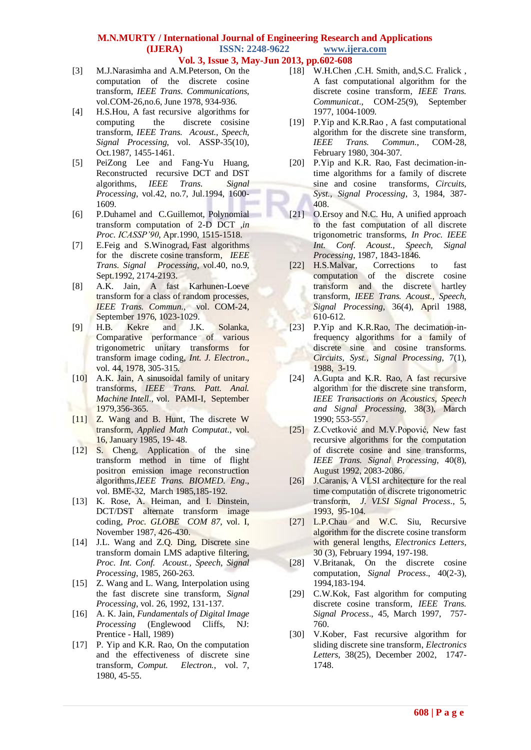[3] M.J.Narasimha and A.M.Peterson, On the computation of the discrete cosine transform, *IEEE Trans. Communications*, vol.COM-26,no.6, June 1978, 934-936.

[4] H.S.Hou, A fast recursive algorithms for computing the discrete cosisine transform, *IEEE Trans. Acoust., Speech, Signal Processing*, vol. ASSP-35(10), Oct.1987, 1455-1461.

[5] PeiZong Lee and Fang-Yu Huang, Reconstructed recursive DCT and DST algorithms, *IEEE Trans. Signal Processing*, vol.42, no.7, Jul.1994, 1600-1609.

[6] P.Duhamel and C.Guillemot, Polynomial transform computation of 2-D DCT ,*in Proc. ICASSP'90*, Apr.1990, 1515-1518.

[7] E.Feig and S.Winograd, Fast algorithms for the discrete cosine transform, *IEEE Trans. Signal Processing*, vol.40, no.9, Sept.1992, 2174-2193.

[8] A.K. Jain, A fast Karhunen-Loeve transform for a class of random processes, *IEEE Trans. Commun.*, vol. COM-24, September 1976, 1023-1029.

[9] H.B. Kekre and J.K. Solanka, Comparative performance of various trigonometric unitary transforms for transform image coding, *Int. J. Electron*., vol. 44, 1978, 305-315.

[10] A.K. Jain, A sinusoidal family of unitary transforms, *IEEE Trans. Patt. Anal. Machine Intell*., vol. PAMI-I, September 1979,356-365.

[11] Z. Wang and B. Hunt, The discrete W transform, *Applied Math Computat.*, vol. 16, January 1985, 19- 48.

[12] S. Cheng, Application of the sine transform method in time of flight positron emission image reconstruction algorithms,*IEEE Trans. BIOMED. Eng*., vol. BME-32, March 1985,185-192.

[13] K. Rose, A. Heiman, and I. Dinstein, DCT/DST alternate transform image coding, *Proc. GLOBE COM 87*, vol. I, November 1987, 426-430.

[14] J.L. Wang and Z.Q. Ding, Discrete sine transform domain LMS adaptive filtering, *Proc. Int. Conf. Acoust., Speech, Signal Processing*, 1985, 260-263.

[15] Z. Wang and L. Wang, Interpolation using the fast discrete sine transform, *Signal Processing*, vol. 26, 1992, 131-137.

[16] A. K. Jain, *Fundamentals of Digital Image Processing* (Englewood Cliffs, NJ: Prentice - Hall, 1989)

[17] P. Yip and K.R. Rao, On the computation and the effectiveness of discrete sine transform, *Comput. Electron.*, vol. 7, 1980, 45-55.

[18] W.H.Chen ,C.H. Smith, and,S.C. Fralick , A fast computational algorithm for the discrete cosine transform, *IEEE Trans. Communicat.*, COM-25(9), September 1977, 1004-1009.

[19] P.Yip and K.R.Rao , A fast computational algorithm for the discrete sine transform, *IEEE Trans. Commun.*, COM-28, February 1980, 304-307.

[20] P.Yip and K.R. Rao, Fast decimation-in-time algorithms for a family of discrete sine and cosine transforms, *Circuits, Syst., Signal Processing*, 3, 1984, 387-408.

[21] O.Ersoy and N.C. Hu, A unified approach to the fast computation of all discrete trigonometric transforms, *In Proc. IEEE Int. Conf. Acoust., Speech, Signal Processing*, 1987, 1843-1846.

[22] H.S.Malvar, Corrections to fast computation of the discrete cosine transform and the discrete hartley transform, *IEEE Trans. Acoust., Speech, Signal Processing*, 36(4), April 1988, 610-612.

[23] P.Yip and K.R.Rao, The decimation-in-frequency algorithms for a family of discrete sine and cosine transforms. *Circuits, Syst., Signal Processing*, 7(1), 1988, 3-19.

[24] A.Gupta and K.R. Rao, A fast recursive algorithm for the discrete sine transform, *IEEE Transactions on Acoustics, Speech and Signal Processing*, 38(3), March 1990; 553-557.

[25] Z.Cvetković and M.V.Popović, New fast recursive algorithms for the computation of discrete cosine and sine transforms, *IEEE Trans. Signal Processing*, 40(8), August 1992, 2083-2086.

[26] J.Caranis, A VLSI architecture for the real time computation of discrete trigonometric transform, *J. VLSI Signal Process*., 5, 1993, 95-104.

[27] L.P.Chau and W.C. Siu, Recursive algorithm for the discrete cosine transform with general lengths, *Electronics Letters*, 30 (3), February 1994, 197-198.

[28] V.Britanak, On the discrete cosine computation, *Signal Process*., 40(2-3), 1994,183-194.

[29] C.W.Kok, Fast algorithm for computing discrete cosine transform, *IEEE Trans. Signal Process*., 45, March 1997, 757-760.

[30] V.Kober, Fast recursive algorithm for sliding discrete sine transform, *Electronics Letters*, 38(25), December 2002, 1747-1748.